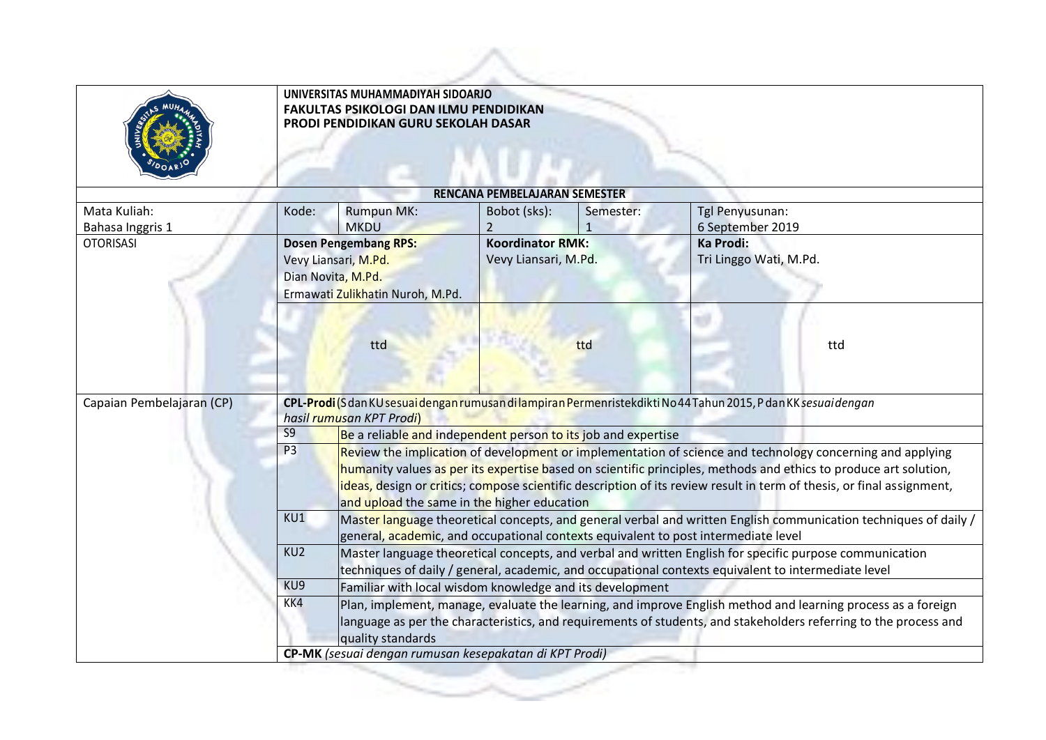| | UNIVERSITAS MUHAMMADIYAH SIDOARJO<br>FAKULTAS PSIKOLOGI DAN ILMU PENDIDIKAN<br>PRODI PENDIDIKAN GURU SEKOLAH DASAR | | | | |
|---|---|---|---|---|---|
| **RENCANA PEMBELAJARAN SEMESTER** | | | | | |
| Mata Kuliah:<br>Bahasa Inggris 1 | Kode: | Rumpun MK:<br>MKDU | Bobot (sks):<br>2 | Semester:<br>1 | Tgl Penyusunan:<br>6 September 2019 |
| OTORISASI | **Dosen Pengembang RPS:**<br>Vevy Liansari, M.Pd.<br>Dian Novita, M.Pd.<br>Ermawati Zulikhatin Nuroh, M.Pd. | | **Koordinator RMK:**<br>Vevy Liansari, M.Pd. | | **Ka Prodi:**<br>Tri Linggo Wati, M.Pd. |
| | ttd | | ttd | | ttd |

| Capaian Pembelajaran (CP) | **CPL-Prodi** (S dan KU sesuai dengan rumusan di lampiran Permenristekdikti No 44 Tahun 2015, P dan KK *sesuai dengan hasil rumusan KPT Prodi*) | |
|---|---|---|
| | S9 | Be a reliable and independent person to its job and expertise |
| | P3 | Review the implication of development or implementation of science and technology concerning and applying humanity values as per its expertise based on scientific principles, methods and ethics to produce art solution, ideas, design or critics; compose scientific description of its review result in term of thesis, or final assignment, and upload the same in the higher education |
| | KU1 | Master language theoretical concepts, and general verbal and written English communication techniques of daily / general, academic, and occupational contexts equivalent to post intermediate level |
| | KU2 | Master language theoretical concepts, and verbal and written English for specific purpose communication techniques of daily / general, academic, and occupational contexts equivalent to intermediate level |
| | KU9 | Familiar with local wisdom knowledge and its development |
| | KK4 | Plan, implement, manage, evaluate the learning, and improve English method and learning process as a foreign language as per the characteristics, and requirements of students, and stakeholders referring to the process and quality standards |
| | **CP-MK** *(sesuai dengan rumusan kesepakatan di KPT Prodi)* | |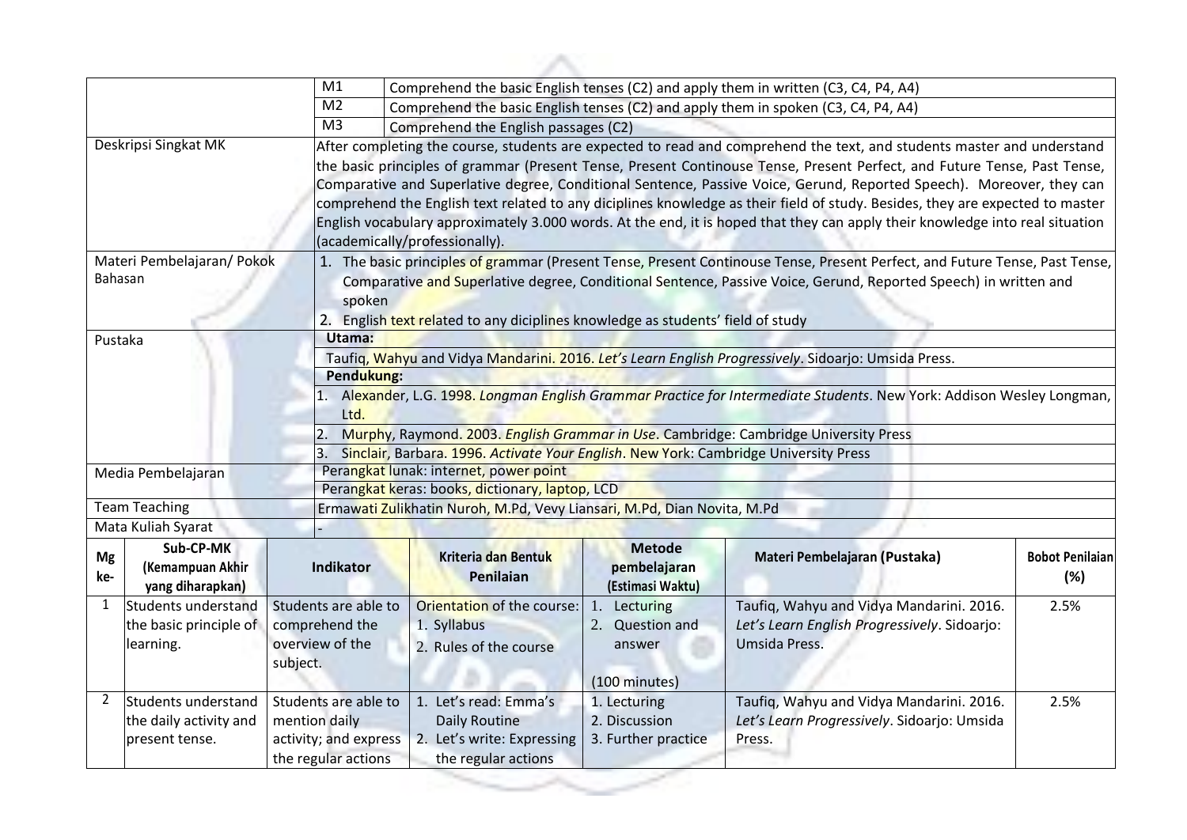| | | |
|---|---|---|
| | M1 | Comprehend the basic English tenses (C2) and apply them in written (C3, C4, P4, A4) |
| | M2 | Comprehend the basic English tenses (C2) and apply them in spoken (C3, C4, P4, A4) |
| | M3 | Comprehend the English passages (C2) |
| Deskripsi Singkat MK | After completing the course, students are expected to read and comprehend the text, and students master and understand the basic principles of grammar (Present Tense, Present Continouse Tense, Present Perfect, and Future Tense, Past Tense, Comparative and Superlative degree, Conditional Sentence, Passive Voice, Gerund, Reported Speech). Moreover, they can comprehend the English text related to any diciplines knowledge as their field of study. Besides, they are expected to master English vocabulary approximately 3.000 words. At the end, it is hoped that they can apply their knowledge into real situation (academically/professionally). | |
| Materi Pembelajaran/ Pokok Bahasan | 1. The basic principles of grammar (Present Tense, Present Continouse Tense, Present Perfect, and Future Tense, Past Tense, Comparative and Superlative degree, Conditional Sentence, Passive Voice, Gerund, Reported Speech) in written and spoken<br>2. English text related to any diciplines knowledge as students' field of study | |
| Pustaka | **Utama:** | |
| | Taufiq, Wahyu and Vidya Mandarini. 2016. *Let's Learn English Progressively*. Sidoarjo: Umsida Press. | |
| | **Pendukung:** | |
| | 1. Alexander, L.G. 1998. *Longman English Grammar Practice for Intermediate Students*. New York: Addison Wesley Longman, Ltd. | |
| | 2. Murphy, Raymond. 2003. *English Grammar in Use*. Cambridge: Cambridge University Press | |
| | 3. Sinclair, Barbara. 1996. *Activate Your English*. New York: Cambridge University Press | |
| Media Pembelajaran | Perangkat lunak: internet, power point | |
| | Perangkat keras: books, dictionary, laptop, LCD | |
| Team Teaching | Ermawati Zulikhatin Nuroh, M.Pd, Vevy Liansari, M.Pd, Dian Novita, M.Pd | |
| Mata Kuliah Syarat | - | |

| Mg ke- | Sub-CP-MK (Kemampuan Akhir yang diharapkan) | Indikator | Kriteria dan Bentuk Penilaian | Metode pembelajaran (Estimasi Waktu) | Materi Pembelajaran (Pustaka) | Bobot Penilaian (%) |
|---|---|---|---|---|---|---|
| 1 | Students understand the basic principle of learning. | Students are able to comprehend the overview of the subject. | Orientation of the course:<br>1. Syllabus<br>2. Rules of the course | 1. Lecturing<br>2. Question and answer<br><br>(100 minutes) | Taufiq, Wahyu and Vidya Mandarini. 2016. *Let's Learn English Progressively*. Sidoarjo: Umsida Press. | 2.5% |
| 2 | Students understand the daily activity and present tense. | Students are able to mention daily activity; and express the regular actions | 1. Let's read: Emma's Daily Routine<br>2. Let's write: Expressing the regular actions | 1. Lecturing<br>2. Discussion<br>3. Further practice | Taufiq, Wahyu and Vidya Mandarini. 2016. *Let's Learn Progressively*. Sidoarjo: Umsida Press. | 2.5% |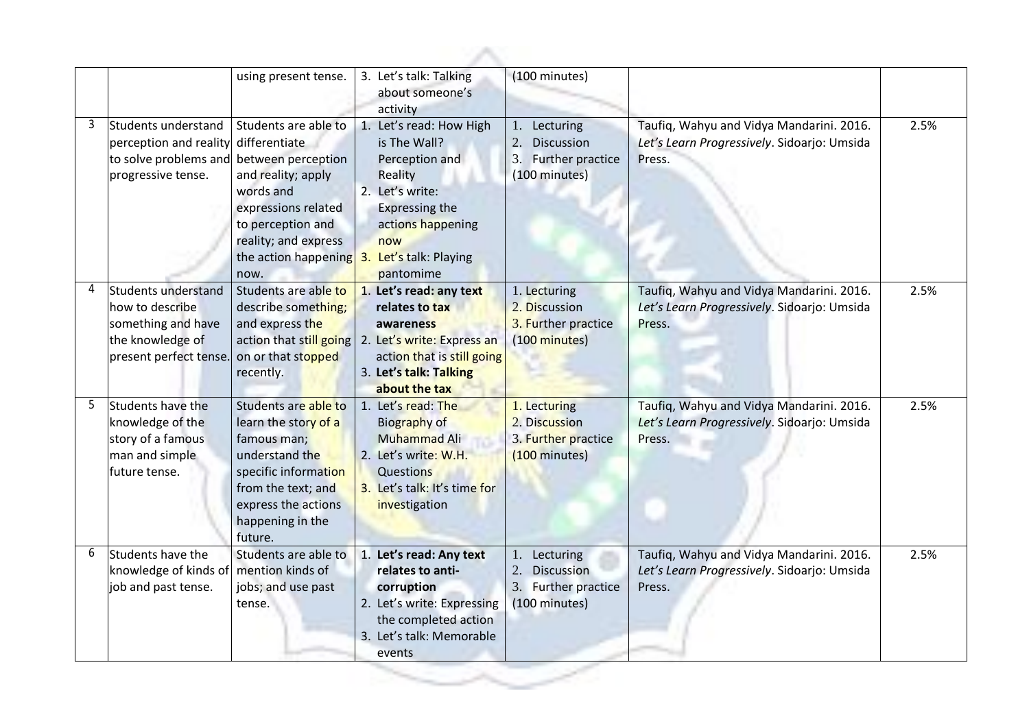| | | | | | | |
|---|---|---|---|---|---|---|
| | | using present tense. | 3. Let's talk: Talking about someone's activity | (100 minutes) | | |
| 3 | Students understand perception and reality to solve problems and progressive tense. | Students are able to differentiate between perception and reality; apply words and expressions related to perception and reality; and express the action happening now. | 1. Let's read: How High is The Wall? Perception and Reality<br>2. Let's write: Expressing the actions happening now<br>3. Let's talk: Playing pantomime | 1. Lecturing<br>2. Discussion<br>3. Further practice<br>(100 minutes) | Taufiq, Wahyu and Vidya Mandarini. 2016. *Let's Learn Progressively*. Sidoarjo: Umsida Press. | 2.5% |
| 4 | Students understand how to describe something and have the knowledge of present perfect tense. | Students are able to describe something; and express the action that still going on or that stopped recently. | 1. **Let's read: any text relates to tax awareness**<br>2. Let's write: Express an action that is still going<br>3. **Let's talk: Talking about the tax** | 1. Lecturing<br>2. Discussion<br>3. Further practice<br>(100 minutes) | Taufiq, Wahyu and Vidya Mandarini. 2016. *Let's Learn Progressively*. Sidoarjo: Umsida Press. | 2.5% |
| 5 | Students have the knowledge of the story of a famous man and simple future tense. | Students are able to learn the story of a famous man; understand the specific information from the text; and express the actions happening in the future. | 1. Let's read: The Biography of Muhammad Ali<br>2. Let's write: W.H. Questions<br>3. Let's talk: It's time for investigation | 1. Lecturing<br>2. Discussion<br>3. Further practice<br>(100 minutes) | Taufiq, Wahyu and Vidya Mandarini. 2016. *Let's Learn Progressively*. Sidoarjo: Umsida Press. | 2.5% |
| 6 | Students have the knowledge of kinds of job and past tense. | Students are able to mention kinds of jobs; and use past tense. | 1. **Let's read: Any text relates to anti-corruption**<br>2. Let's write: Expressing the completed action<br>3. Let's talk: Memorable events | 1. Lecturing<br>2. Discussion<br>3. Further practice<br>(100 minutes) | Taufiq, Wahyu and Vidya Mandarini. 2016. *Let's Learn Progressively*. Sidoarjo: Umsida Press. | 2.5% |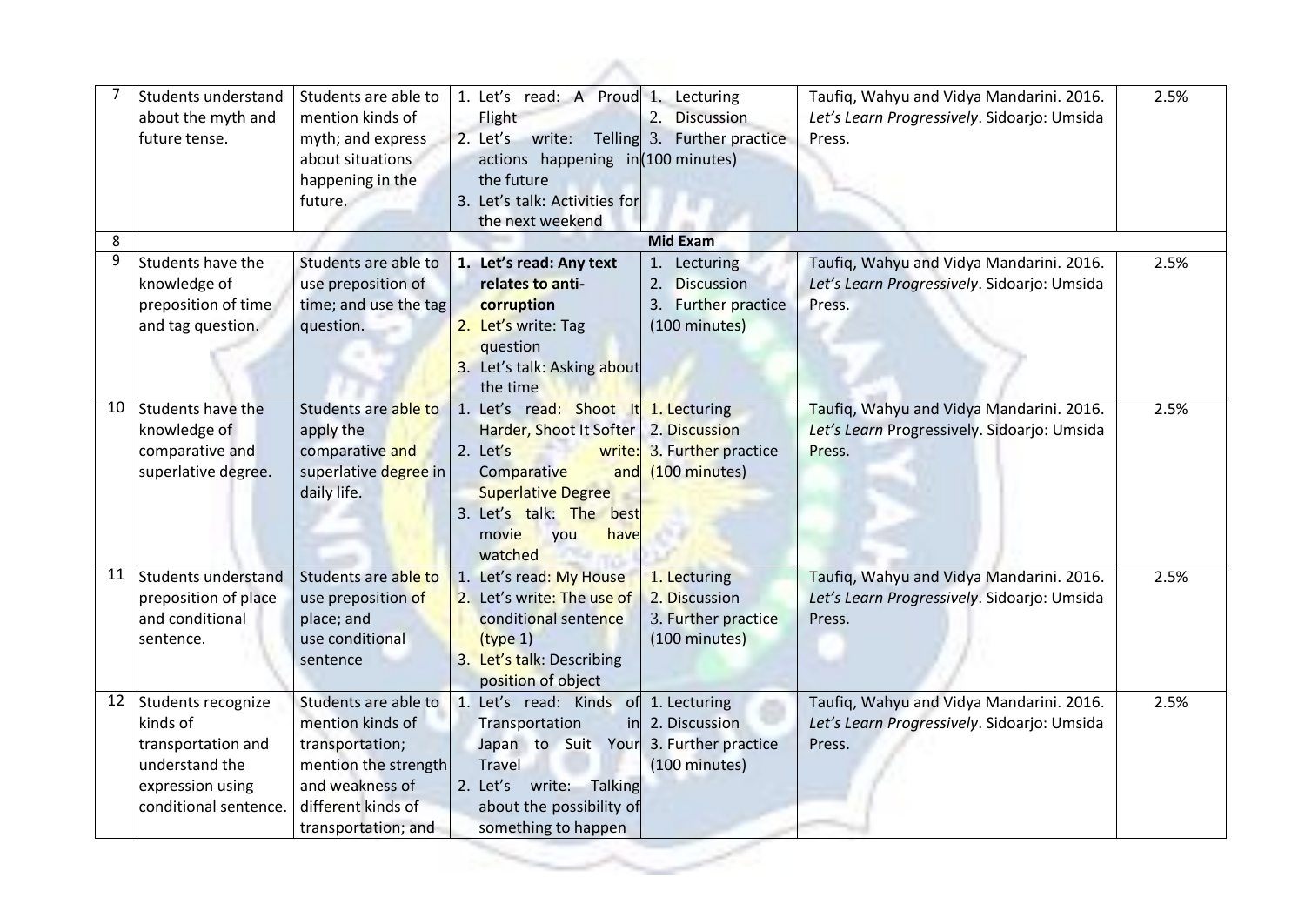| 7 | Students understand about the myth and future tense. | Students are able to mention kinds of myth; and express about situations happening in the future. | 1. Let's read: A Proud Flight<br>2. Let's write: Telling actions happening in the future<br>3. Let's talk: Activities for the next weekend | 1. Lecturing<br>2. Discussion<br>3. Further practice<br>(100 minutes) | Taufiq, Wahyu and Vidya Mandarini. 2016. *Let's Learn Progressively*. Sidoarjo: Umsida Press. | 2.5% |
|---|---|---|---|---|---|---|
| 8 | | | | **Mid Exam** | | |
| 9 | Students have the knowledge of preposition of time and tag question. | Students are able to use preposition of time; and use the tag question. | 1. **Let's read: Any text relates to anti-corruption**<br>2. Let's write: Tag question<br>3. Let's talk: Asking about the time | 1. Lecturing<br>2. Discussion<br>3. Further practice<br>(100 minutes) | Taufiq, Wahyu and Vidya Mandarini. 2016. *Let's Learn Progressively*. Sidoarjo: Umsida Press. | 2.5% |
| 10 | Students have the knowledge of comparative and superlative degree. | Students are able to apply the comparative and superlative degree in daily life. | 1. Let's read: Shoot It Harder, Shoot It Softer<br>2. Let's write: Comparative and Superlative Degree<br>3. Let's talk: The best movie you have watched | 1. Lecturing<br>2. Discussion<br>3. Further practice<br>(100 minutes) | Taufiq, Wahyu and Vidya Mandarini. 2016. *Let's Learn* Progressively. Sidoarjo: Umsida Press. | 2.5% |
| 11 | Students understand preposition of place and conditional sentence. | Students are able to use preposition of place; and use conditional sentence | 1. Let's read: My House<br>2. Let's write: The use of conditional sentence (type 1)<br>3. Let's talk: Describing position of object | 1. Lecturing<br>2. Discussion<br>3. Further practice<br>(100 minutes) | Taufiq, Wahyu and Vidya Mandarini. 2016. *Let's Learn Progressively*. Sidoarjo: Umsida Press. | 2.5% |
| 12 | Students recognize kinds of transportation and understand the expression using conditional sentence. | Students are able to mention kinds of transportation; mention the strength and weakness of different kinds of transportation; and | 1. Let's read: Kinds of Transportation in Japan to Suit Your Travel<br>2. Let's write: Talking about the possibility of something to happen | 1. Lecturing<br>2. Discussion<br>3. Further practice<br>(100 minutes) | Taufiq, Wahyu and Vidya Mandarini. 2016. *Let's Learn Progressively*. Sidoarjo: Umsida Press. | 2.5% |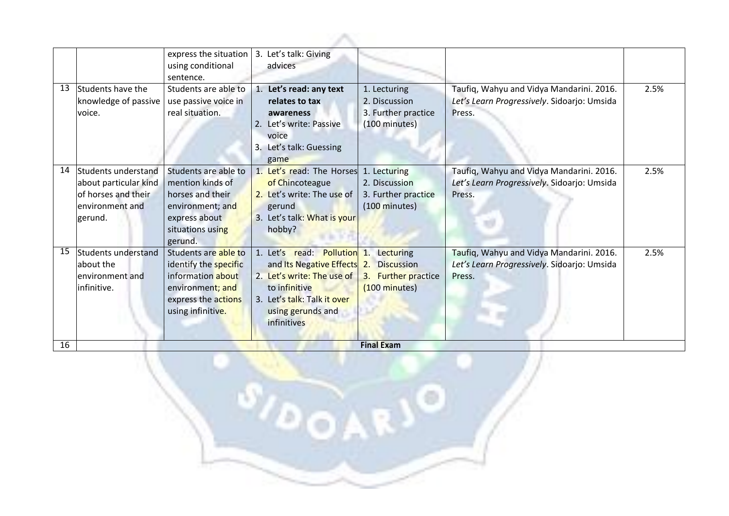| | | | | | | |
|---|---|---|---|---|---|---|
| | | express the situation using conditional sentence. | 3. Let's talk: Giving advices | | | |
| 13 | Students have the knowledge of passive voice. | Students are able to use passive voice in real situation. | 1. **Let's read: any text relates to tax awareness**<br>2. Let's write: Passive voice<br>3. Let's talk: Guessing game | 1. Lecturing<br>2. Discussion<br>3. Further practice (100 minutes) | Taufiq, Wahyu and Vidya Mandarini. 2016. *Let's Learn Progressively*. Sidoarjo: Umsida Press. | 2.5% |
| 14 | Students understand about particular kind of horses and their environment and gerund. | Students are able to mention kinds of horses and their environment; and express about situations using gerund. | 1. Let's read: The Horses of Chincoteague<br>2. Let's write: The use of gerund<br>3. Let's talk: What is your hobby? | 1. Lecturing<br>2. Discussion<br>3. Further practice (100 minutes) | Taufiq, Wahyu and Vidya Mandarini. 2016. *Let's Learn Progressively*. Sidoarjo: Umsida Press. | 2.5% |
| 15 | Students understand about the environment and infinitive. | Students are able to identify the specific information about environment; and express the actions using infinitive. | 1. Let's read: Pollution and Its Negative Effects<br>2. Let's write: The use of to infinitive<br>3. Let's talk: Talk it over using gerunds and infinitives | 1. Lecturing<br>2. Discussion<br>3. Further practice (100 minutes) | Taufiq, Wahyu and Vidya Mandarini. 2016. *Let's Learn Progressively*. Sidoarjo: Umsida Press. | 2.5% |
| 16 | **Final Exam** | | | | | |